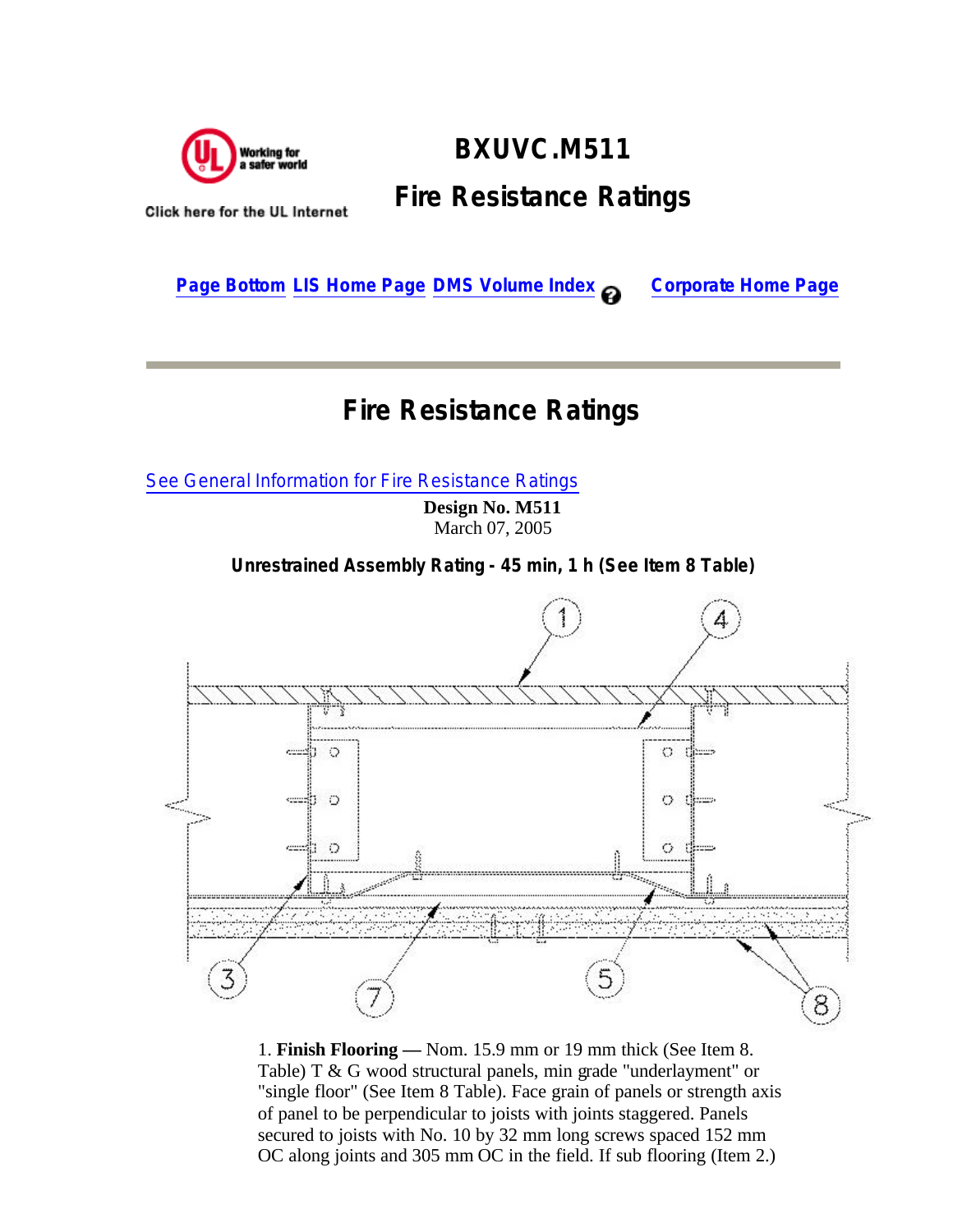# BXUVC.M511

## Fire Resistance Ratings

Click here for the UL Internet

Page Bottom LIS Home Page DMS Volume Index Corporate Home Page

## Fire Resistance Ratings

See General Information for Fire Resistance Ratings

**Design No. M511**
March 07, 2005

**Unrestrained Assembly Rating - 45 min, 1 h (See Item 8 Table)**

1. **Finish Flooring —** Nom. 15.9 mm or 19 mm thick (See Item 8. Table) T & G wood structural panels, min grade "underlayment" or "single floor" (See Item 8 Table). Face grain of panels or strength axis of panel to be perpendicular to joists with joints staggered. Panels secured to joists with No. 10 by 32 mm long screws spaced 152 mm OC along joints and 305 mm OC in the field. If sub flooring (Item 2.)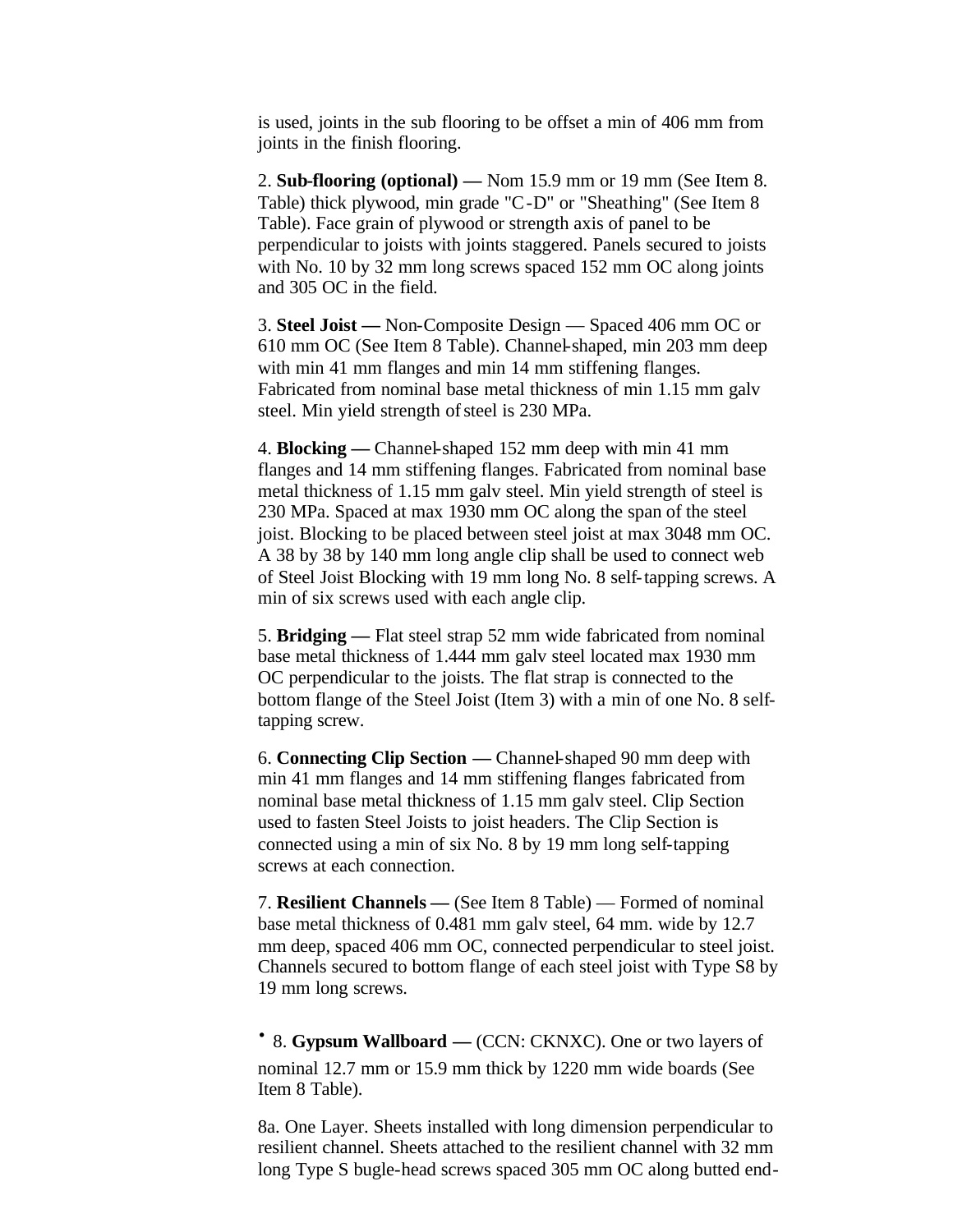is used, joints in the sub flooring to be offset a min of 406 mm from joints in the finish flooring.

2. **Sub-flooring (optional) —** Nom 15.9 mm or 19 mm (See Item 8. Table) thick plywood, min grade "C-D" or "Sheathing" (See Item 8 Table). Face grain of plywood or strength axis of panel to be perpendicular to joists with joints staggered. Panels secured to joists with No. 10 by 32 mm long screws spaced 152 mm OC along joints and 305 OC in the field.

3. **Steel Joist —** Non-Composite Design — Spaced 406 mm OC or 610 mm OC (See Item 8 Table). Channel-shaped, min 203 mm deep with min 41 mm flanges and min 14 mm stiffening flanges. Fabricated from nominal base metal thickness of min 1.15 mm galv steel. Min yield strength of steel is 230 MPa.

4. **Blocking —** Channel-shaped 152 mm deep with min 41 mm flanges and 14 mm stiffening flanges. Fabricated from nominal base metal thickness of 1.15 mm galv steel. Min yield strength of steel is 230 MPa. Spaced at max 1930 mm OC along the span of the steel joist. Blocking to be placed between steel joist at max 3048 mm OC. A 38 by 38 by 140 mm long angle clip shall be used to connect web of Steel Joist Blocking with 19 mm long No. 8 self-tapping screws. A min of six screws used with each angle clip.

5. **Bridging —** Flat steel strap 52 mm wide fabricated from nominal base metal thickness of 1.444 mm galv steel located max 1930 mm OC perpendicular to the joists. The flat strap is connected to the bottom flange of the Steel Joist (Item 3) with a min of one No. 8 self-tapping screw.

6. **Connecting Clip Section —** Channel-shaped 90 mm deep with min 41 mm flanges and 14 mm stiffening flanges fabricated from nominal base metal thickness of 1.15 mm galv steel. Clip Section used to fasten Steel Joists to joist headers. The Clip Section is connected using a min of six No. 8 by 19 mm long self-tapping screws at each connection.

7. **Resilient Channels —** (See Item 8 Table) — Formed of nominal base metal thickness of 0.481 mm galv steel, 64 mm. wide by 12.7 mm deep, spaced 406 mm OC, connected perpendicular to steel joist. Channels secured to bottom flange of each steel joist with Type S8 by 19 mm long screws.

• 8. **Gypsum Wallboard —** (CCN: CKNXC). One or two layers of nominal 12.7 mm or 15.9 mm thick by 1220 mm wide boards (See Item 8 Table).

8a. One Layer. Sheets installed with long dimension perpendicular to resilient channel. Sheets attached to the resilient channel with 32 mm long Type S bugle-head screws spaced 305 mm OC along butted end-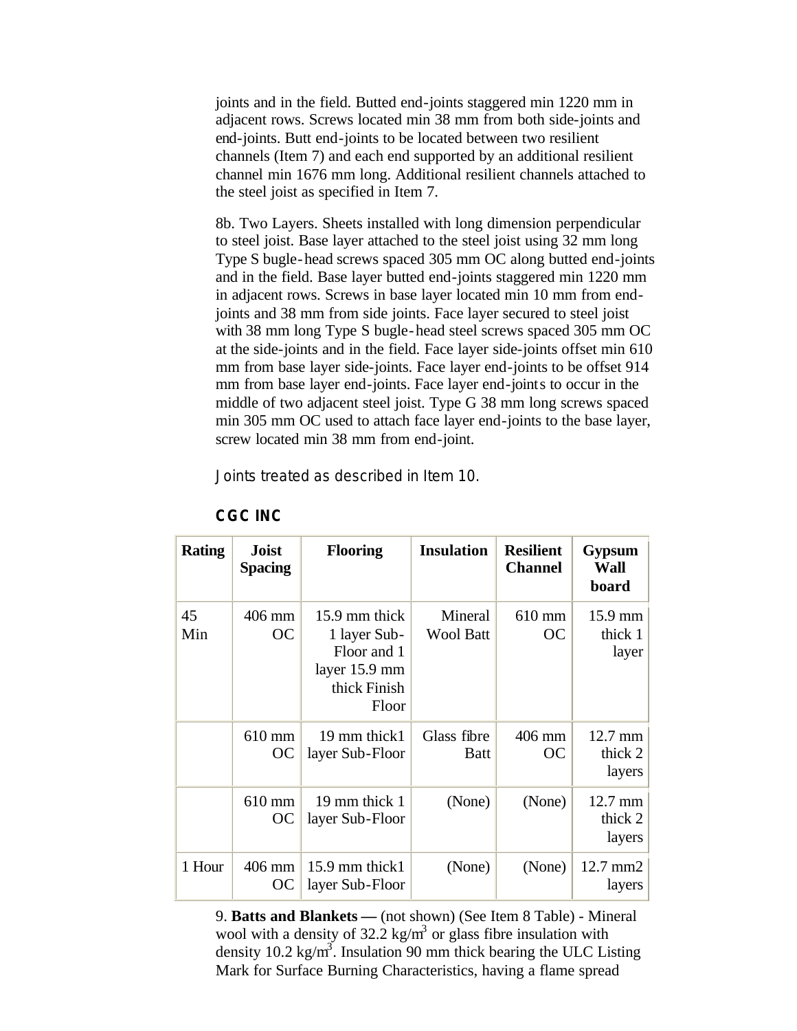joints and in the field. Butted end-joints staggered min 1220 mm in adjacent rows. Screws located min 38 mm from both side-joints and end-joints. Butt end-joints to be located between two resilient channels (Item 7) and each end supported by an additional resilient channel min 1676 mm long. Additional resilient channels attached to the steel joist as specified in Item 7.

8b. Two Layers. Sheets installed with long dimension perpendicular to steel joist. Base layer attached to the steel joist using 32 mm long Type S bugle-head screws spaced 305 mm OC along butted end-joints and in the field. Base layer butted end-joints staggered min 1220 mm in adjacent rows. Screws in base layer located min 10 mm from end-joints and 38 mm from side joints. Face layer secured to steel joist with 38 mm long Type S bugle-head steel screws spaced 305 mm OC at the side-joints and in the field. Face layer side-joints offset min 610 mm from base layer side-joints. Face layer end-joints to be offset 914 mm from base layer end-joints. Face layer end-joints to occur in the middle of two adjacent steel joist. Type G 38 mm long screws spaced min 305 mm OC used to attach face layer end-joints to the base layer, screw located min 38 mm from end-joint.

Joints treated as described in Item 10.

**CGC INC**

| Rating | Joist Spacing | Flooring | Insulation | Resilient Channel | Gypsum Wall board |
|---|---|---|---|---|---|
| 45 Min | 406 mm OC | 15.9 mm thick 1 layer Sub-Floor and 1 layer 15.9 mm thick Finish Floor | Mineral Wool Batt | 610 mm OC | 15.9 mm thick 1 layer |
| | 610 mm OC | 19 mm thick1 layer Sub-Floor | Glass fibre Batt | 406 mm OC | 12.7 mm thick 2 layers |
| | 610 mm OC | 19 mm thick 1 layer Sub-Floor | (None) | (None) | 12.7 mm thick 2 layers |
| 1 Hour | 406 mm OC | 15.9 mm thick1 layer Sub-Floor | (None) | (None) | 12.7 mm2 layers |

9. **Batts and Blankets —** (not shown) (See Item 8 Table) - Mineral wool with a density of 32.2 $kg/m^3$ or glass fibre insulation with density 10.2 $kg/m^3$. Insulation 90 mm thick bearing the ULC Listing Mark for Surface Burning Characteristics, having a flame spread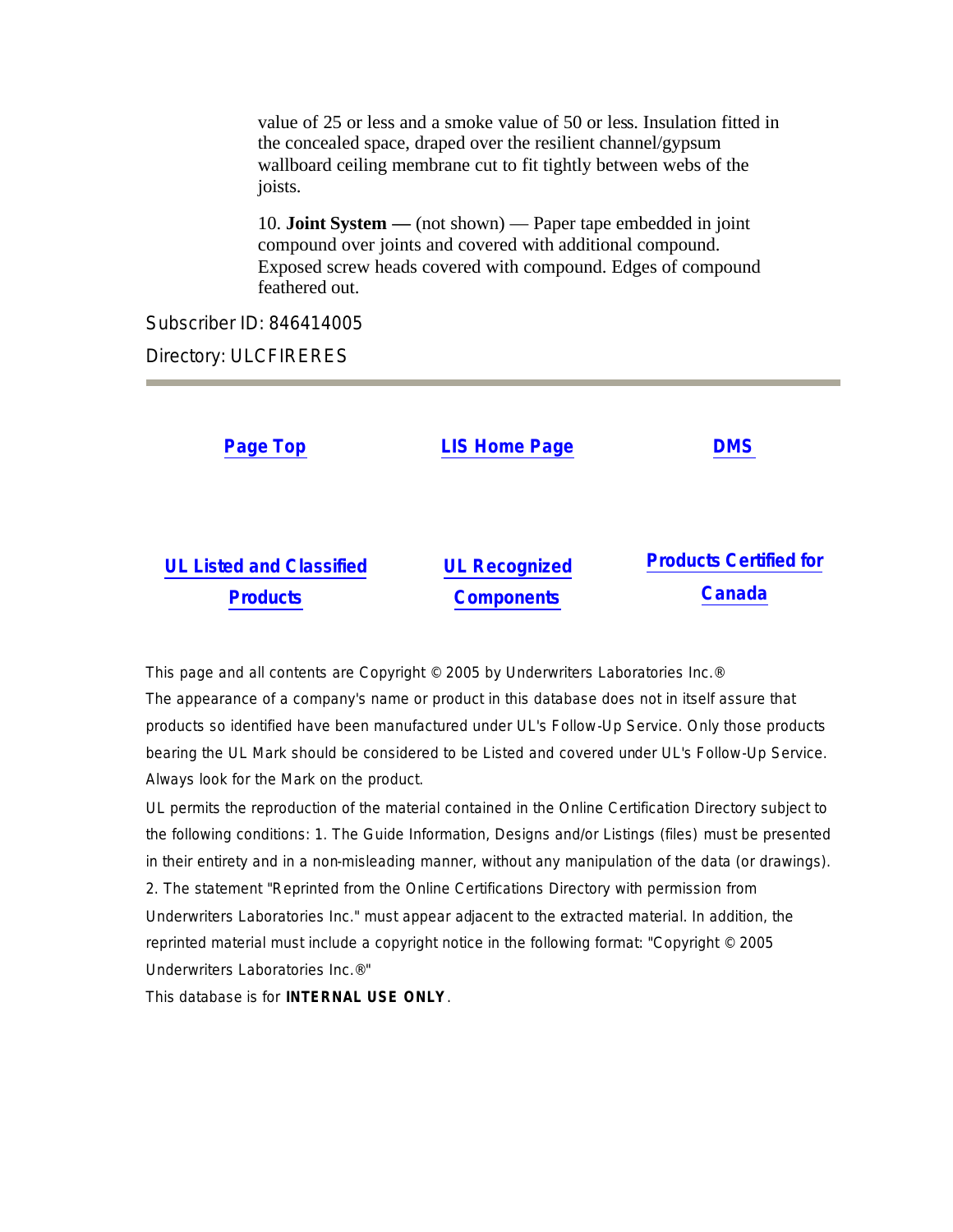value of 25 or less and a smoke value of 50 or less. Insulation fitted in the concealed space, draped over the resilient channel/gypsum wallboard ceiling membrane cut to fit tightly between webs of the joists.

10. **Joint System —** (not shown) — Paper tape embedded in joint compound over joints and covered with additional compound. Exposed screw heads covered with compound. Edges of compound feathered out.

Subscriber ID: 846414005

Directory: ULCFIRERES

---

| | | |
|---|---|---|
| Page Top | LIS Home Page | DMS |
| UL Listed and Classified Products | UL Recognized Components | Products Certified for Canada |

This page and all contents are Copyright © 2005 by Underwriters Laboratories Inc.®

The appearance of a company's name or product in this database does not in itself assure that products so identified have been manufactured under UL's Follow-Up Service. Only those products bearing the UL Mark should be considered to be Listed and covered under UL's Follow-Up Service. Always look for the Mark on the product.

UL permits the reproduction of the material contained in the Online Certification Directory subject to the following conditions: 1. The Guide Information, Designs and/or Listings (files) must be presented in their entirety and in a non-misleading manner, without any manipulation of the data (or drawings). 2. The statement "Reprinted from the Online Certifications Directory with permission from Underwriters Laboratories Inc." must appear adjacent to the extracted material. In addition, the reprinted material must include a copyright notice in the following format: "Copyright © 2005 Underwriters Laboratories Inc.®"

This database is for **INTERNAL USE ONLY**.